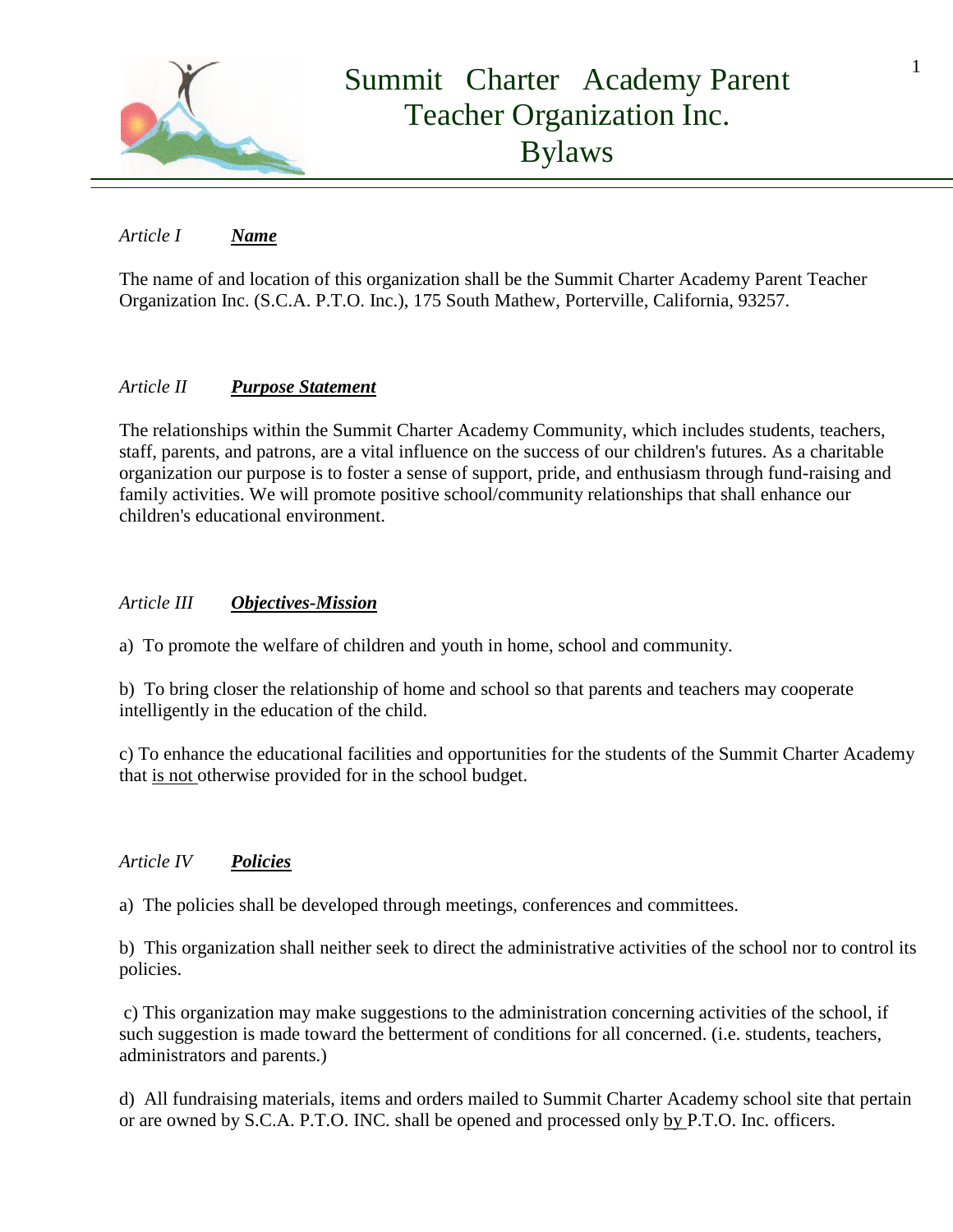# Summit Charter Academy Parent Teacher Organization Inc. Bylaws

*Article I* ***Name***

The name of and location of this organization shall be the Summit Charter Academy Parent Teacher Organization Inc. (S.C.A. P.T.O. Inc.), 175 South Mathew, Porterville, California, 93257.

*Article II* ***Purpose Statement***

The relationships within the Summit Charter Academy Community, which includes students, teachers, staff, parents, and patrons, are a vital influence on the success of our children's futures. As a charitable organization our purpose is to foster a sense of support, pride, and enthusiasm through fund-raising and family activities. We will promote positive school/community relationships that shall enhance our children's educational environment.

*Article III* ***Objectives-Mission***

a) To promote the welfare of children and youth in home, school and community.

b) To bring closer the relationship of home and school so that parents and teachers may cooperate intelligently in the education of the child.

c) To enhance the educational facilities and opportunities for the students of the Summit Charter Academy that <u>is not</u> otherwise provided for in the school budget.

*Article IV* ***Policies***

a) The policies shall be developed through meetings, conferences and committees.

b) This organization shall neither seek to direct the administrative activities of the school nor to control its policies.

c) This organization may make suggestions to the administration concerning activities of the school, if such suggestion is made toward the betterment of conditions for all concerned. (i.e. students, teachers, administrators and parents.)

d) All fundraising materials, items and orders mailed to Summit Charter Academy school site that pertain or are owned by S.C.A. P.T.O. INC. shall be opened and processed only <u>by</u> P.T.O. Inc. officers.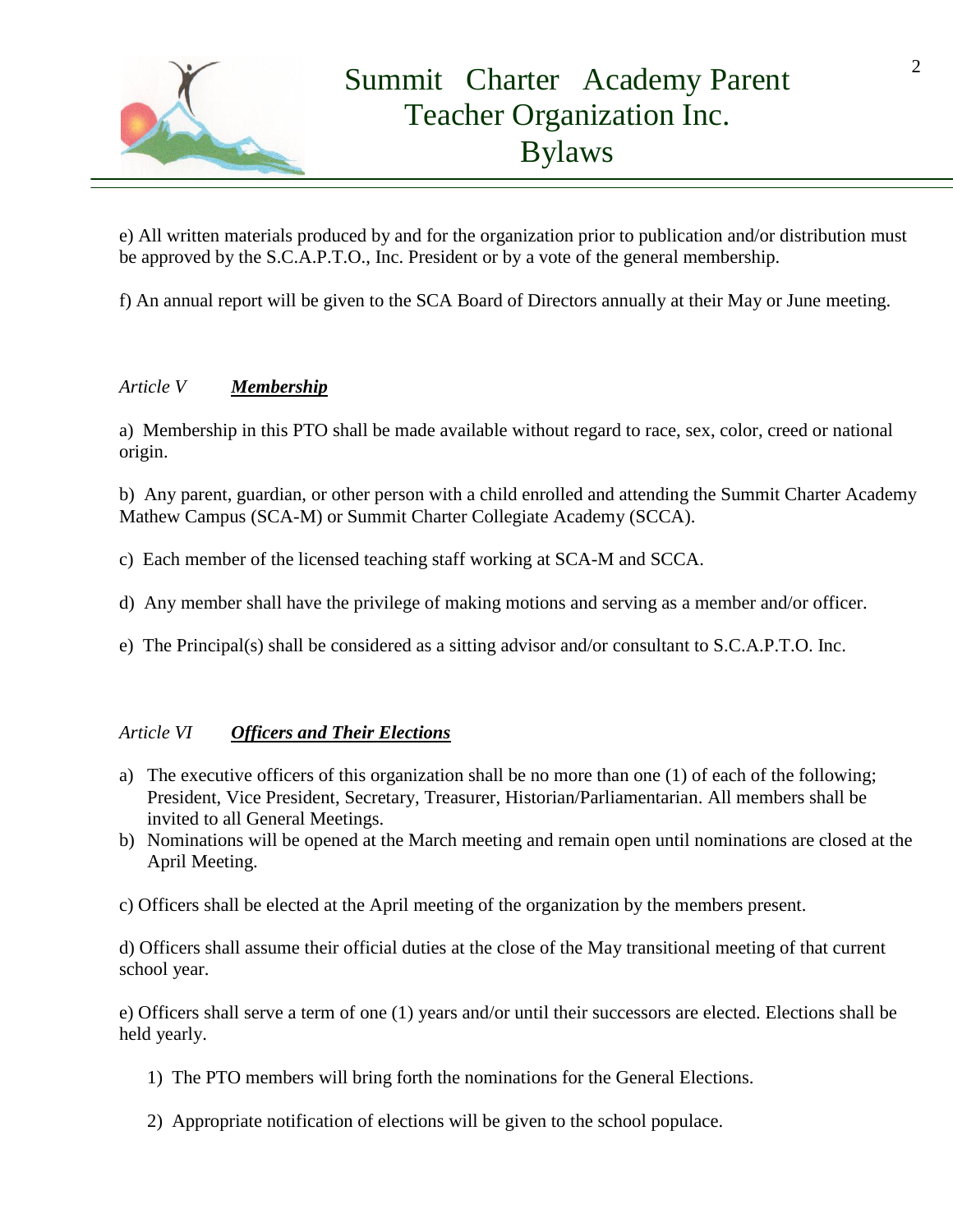e) All written materials produced by and for the organization prior to publication and/or distribution must be approved by the S.C.A.P.T.O., Inc. President or by a vote of the general membership.

f) An annual report will be given to the SCA Board of Directors annually at their May or June meeting.

## *Article V* ***Membership***

a) Membership in this PTO shall be made available without regard to race, sex, color, creed or national origin.

b) Any parent, guardian, or other person with a child enrolled and attending the Summit Charter Academy Mathew Campus (SCA-M) or Summit Charter Collegiate Academy (SCCA).

c) Each member of the licensed teaching staff working at SCA-M and SCCA.

d) Any member shall have the privilege of making motions and serving as a member and/or officer.

e) The Principal(s) shall be considered as a sitting advisor and/or consultant to S.C.A.P.T.O. Inc.

## *Article VI* ***Officers and Their Elections***

a) The executive officers of this organization shall be no more than one (1) of each of the following; President, Vice President, Secretary, Treasurer, Historian/Parliamentarian. All members shall be invited to all General Meetings.

b) Nominations will be opened at the March meeting and remain open until nominations are closed at the April Meeting.

c) Officers shall be elected at the April meeting of the organization by the members present.

d) Officers shall assume their official duties at the close of the May transitional meeting of that current school year.

e) Officers shall serve a term of one (1) years and/or until their successors are elected. Elections shall be held yearly.

1) The PTO members will bring forth the nominations for the General Elections.

2) Appropriate notification of elections will be given to the school populace.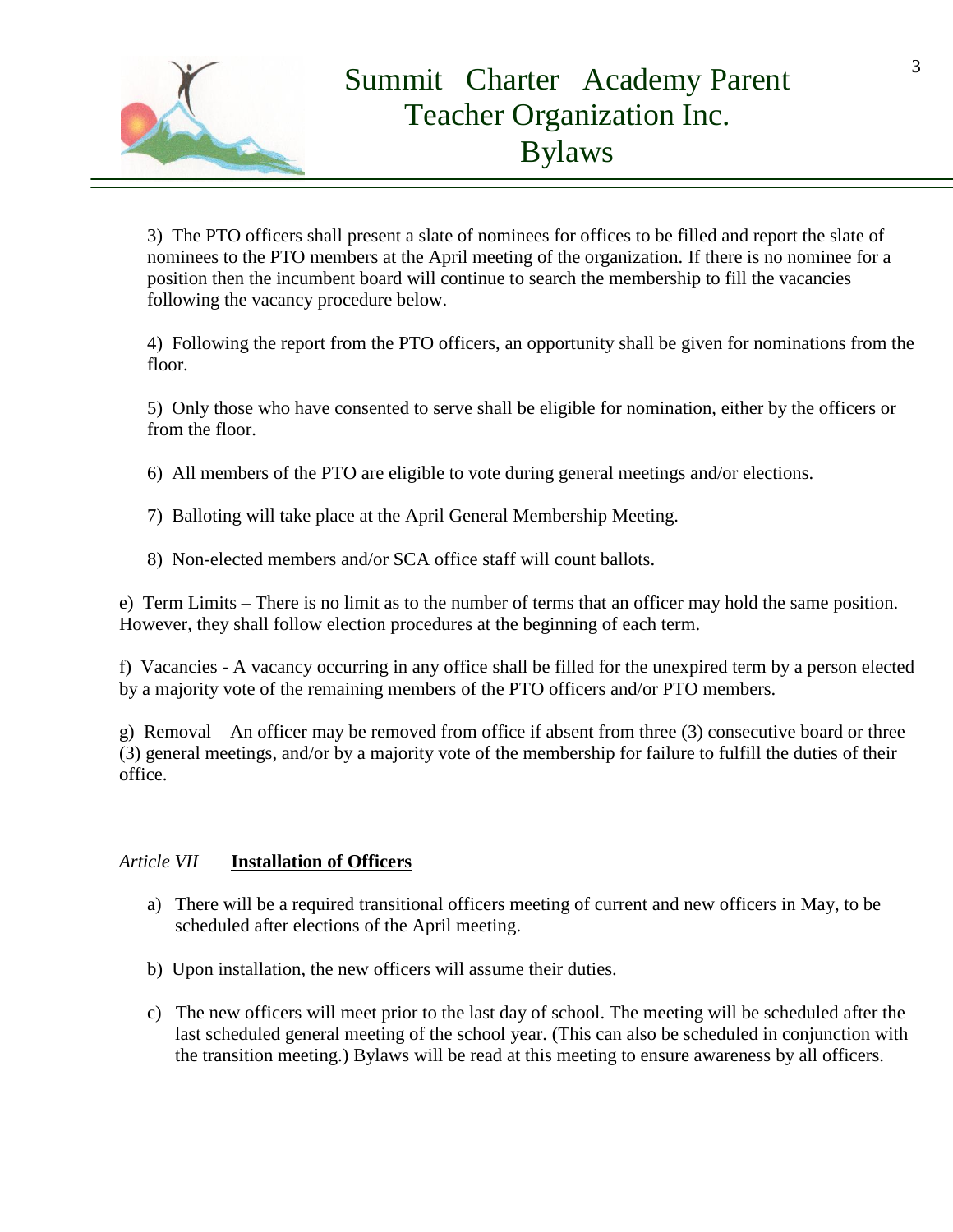3) The PTO officers shall present a slate of nominees for offices to be filled and report the slate of nominees to the PTO members at the April meeting of the organization. If there is no nominee for a position then the incumbent board will continue to search the membership to fill the vacancies following the vacancy procedure below.

4) Following the report from the PTO officers, an opportunity shall be given for nominations from the floor.

5) Only those who have consented to serve shall be eligible for nomination, either by the officers or from the floor.

6) All members of the PTO are eligible to vote during general meetings and/or elections.

7) Balloting will take place at the April General Membership Meeting.

8) Non-elected members and/or SCA office staff will count ballots.

e) Term Limits – There is no limit as to the number of terms that an officer may hold the same position. However, they shall follow election procedures at the beginning of each term.

f) Vacancies - A vacancy occurring in any office shall be filled for the unexpired term by a person elected by a majority vote of the remaining members of the PTO officers and/or PTO members.

g) Removal – An officer may be removed from office if absent from three (3) consecutive board or three (3) general meetings, and/or by a majority vote of the membership for failure to fulfill the duties of their office.

## *Article VII* **Installation of Officers**

a) There will be a required transitional officers meeting of current and new officers in May, to be scheduled after elections of the April meeting.

b) Upon installation, the new officers will assume their duties.

c) The new officers will meet prior to the last day of school. The meeting will be scheduled after the last scheduled general meeting of the school year. (This can also be scheduled in conjunction with the transition meeting.) Bylaws will be read at this meeting to ensure awareness by all officers.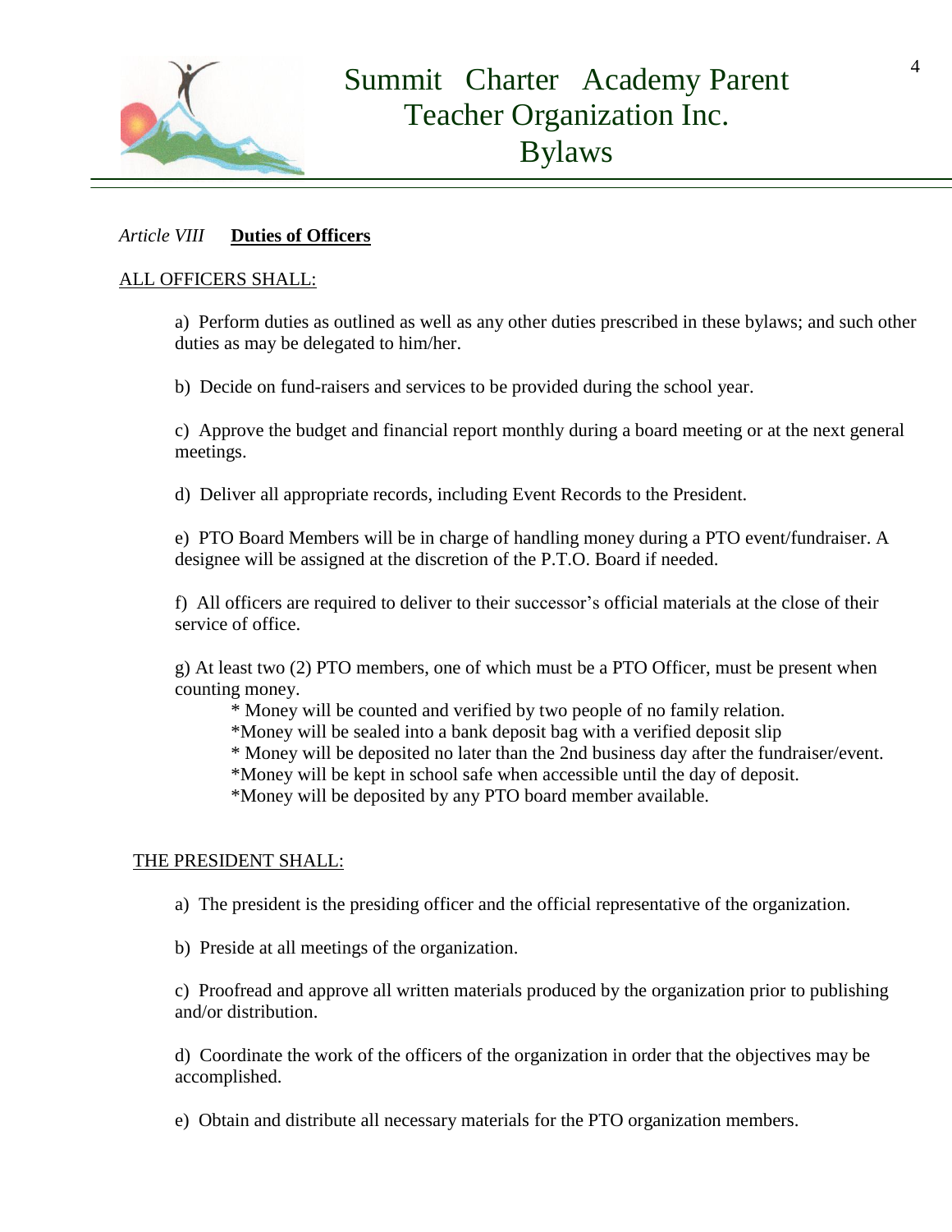*Article VIII* **Duties of Officers**

ALL OFFICERS SHALL:

a) Perform duties as outlined as well as any other duties prescribed in these bylaws; and such other duties as may be delegated to him/her.

b) Decide on fund-raisers and services to be provided during the school year.

c) Approve the budget and financial report monthly during a board meeting or at the next general meetings.

d) Deliver all appropriate records, including Event Records to the President.

e) PTO Board Members will be in charge of handling money during a PTO event/fundraiser. A designee will be assigned at the discretion of the P.T.O. Board if needed.

f) All officers are required to deliver to their successor's official materials at the close of their service of office.

g) At least two (2) PTO members, one of which must be a PTO Officer, must be present when counting money.

- Money will be counted and verified by two people of no family relation.
- Money will be sealed into a bank deposit bag with a verified deposit slip
- Money will be deposited no later than the 2nd business day after the fundraiser/event.
- Money will be kept in school safe when accessible until the day of deposit.
- Money will be deposited by any PTO board member available.

THE PRESIDENT SHALL:

a) The president is the presiding officer and the official representative of the organization.

b) Preside at all meetings of the organization.

c) Proofread and approve all written materials produced by the organization prior to publishing and/or distribution.

d) Coordinate the work of the officers of the organization in order that the objectives may be accomplished.

e) Obtain and distribute all necessary materials for the PTO organization members.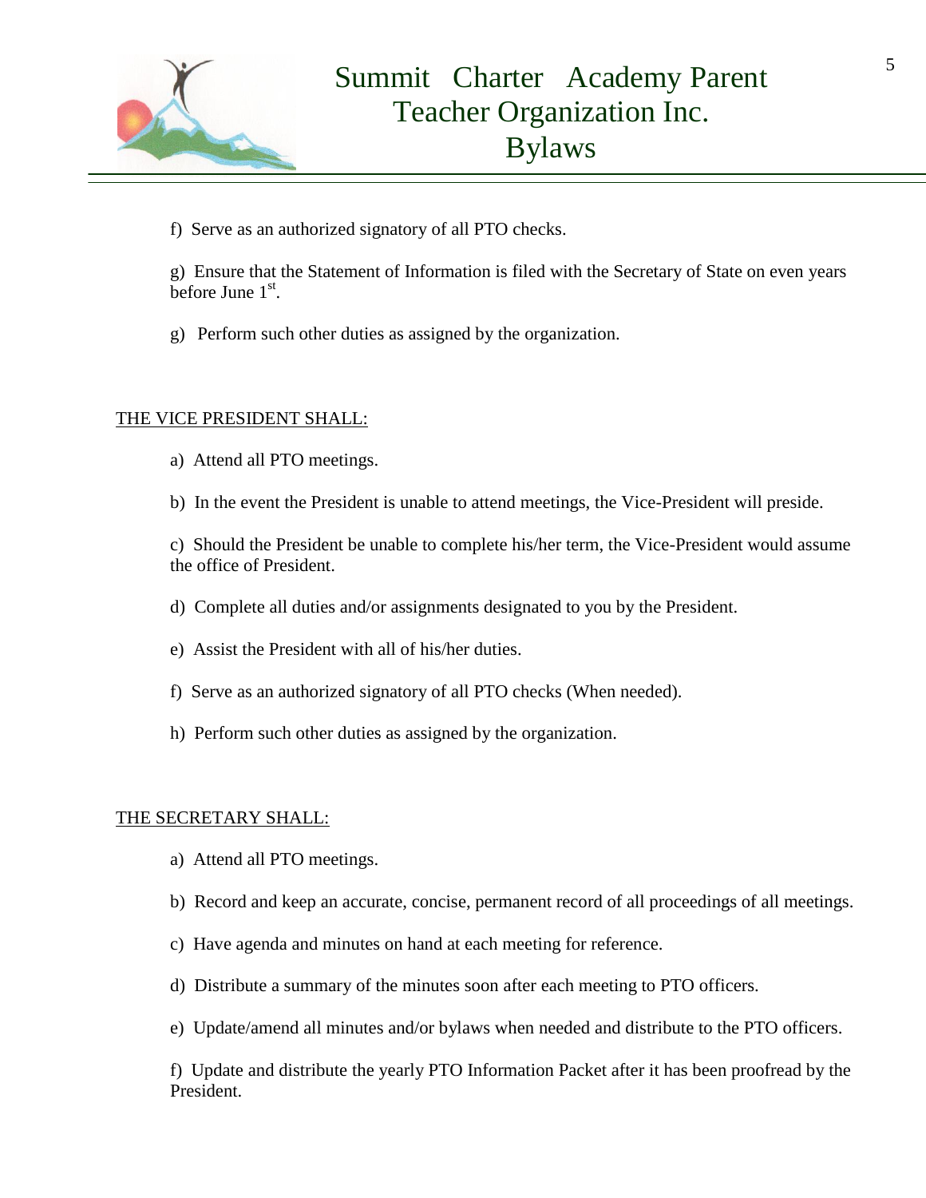f) Serve as an authorized signatory of all PTO checks.

g) Ensure that the Statement of Information is filed with the Secretary of State on even years before June 1st.

g) Perform such other duties as assigned by the organization.

THE VICE PRESIDENT SHALL:

a) Attend all PTO meetings.

b) In the event the President is unable to attend meetings, the Vice-President will preside.

c) Should the President be unable to complete his/her term, the Vice-President would assume the office of President.

d) Complete all duties and/or assignments designated to you by the President.

e) Assist the President with all of his/her duties.

f) Serve as an authorized signatory of all PTO checks (When needed).

h) Perform such other duties as assigned by the organization.

THE SECRETARY SHALL:

a) Attend all PTO meetings.

b) Record and keep an accurate, concise, permanent record of all proceedings of all meetings.

c) Have agenda and minutes on hand at each meeting for reference.

d) Distribute a summary of the minutes soon after each meeting to PTO officers.

e) Update/amend all minutes and/or bylaws when needed and distribute to the PTO officers.

f) Update and distribute the yearly PTO Information Packet after it has been proofread by the President.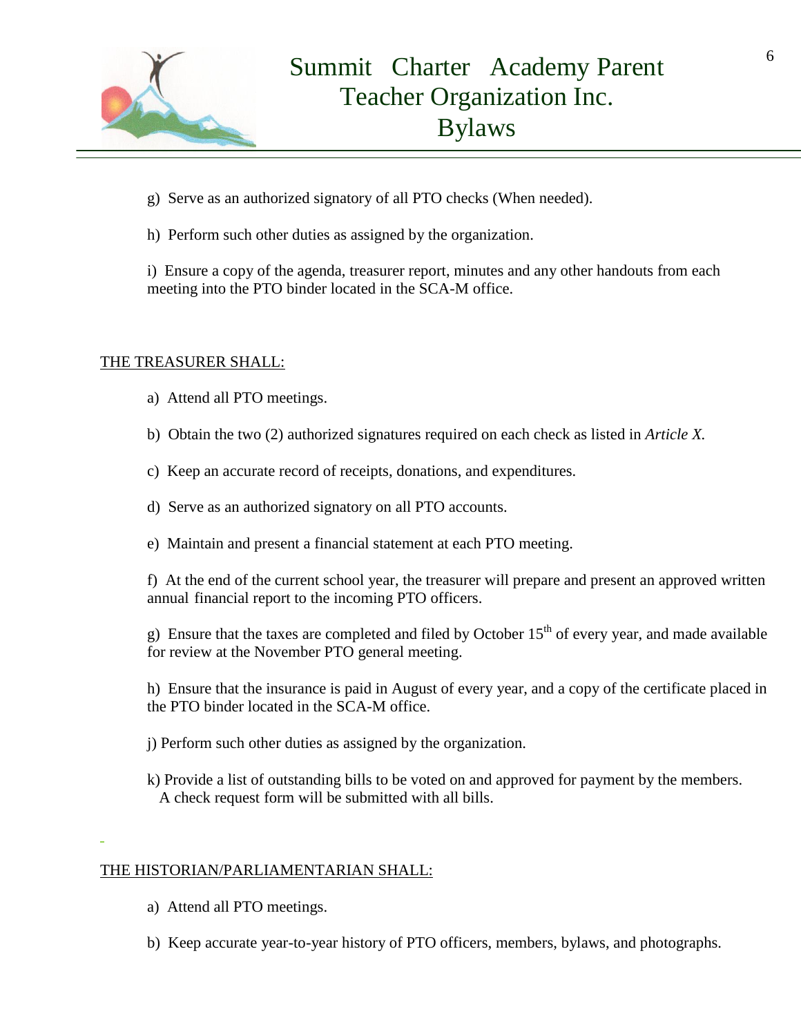g) Serve as an authorized signatory of all PTO checks (When needed).

h) Perform such other duties as assigned by the organization.

i) Ensure a copy of the agenda, treasurer report, minutes and any other handouts from each meeting into the PTO binder located in the SCA-M office.

THE TREASURER SHALL:

a) Attend all PTO meetings.

b) Obtain the two (2) authorized signatures required on each check as listed in *Article X.*

c) Keep an accurate record of receipts, donations, and expenditures.

d) Serve as an authorized signatory on all PTO accounts.

e) Maintain and present a financial statement at each PTO meeting.

f) At the end of the current school year, the treasurer will prepare and present an approved written annual financial report to the incoming PTO officers.

g) Ensure that the taxes are completed and filed by October 15th of every year, and made available for review at the November PTO general meeting.

h) Ensure that the insurance is paid in August of every year, and a copy of the certificate placed in the PTO binder located in the SCA-M office.

j) Perform such other duties as assigned by the organization.

k) Provide a list of outstanding bills to be voted on and approved for payment by the members. A check request form will be submitted with all bills.

THE HISTORIAN/PARLIAMENTARIAN SHALL:

a) Attend all PTO meetings.

b) Keep accurate year-to-year history of PTO officers, members, bylaws, and photographs.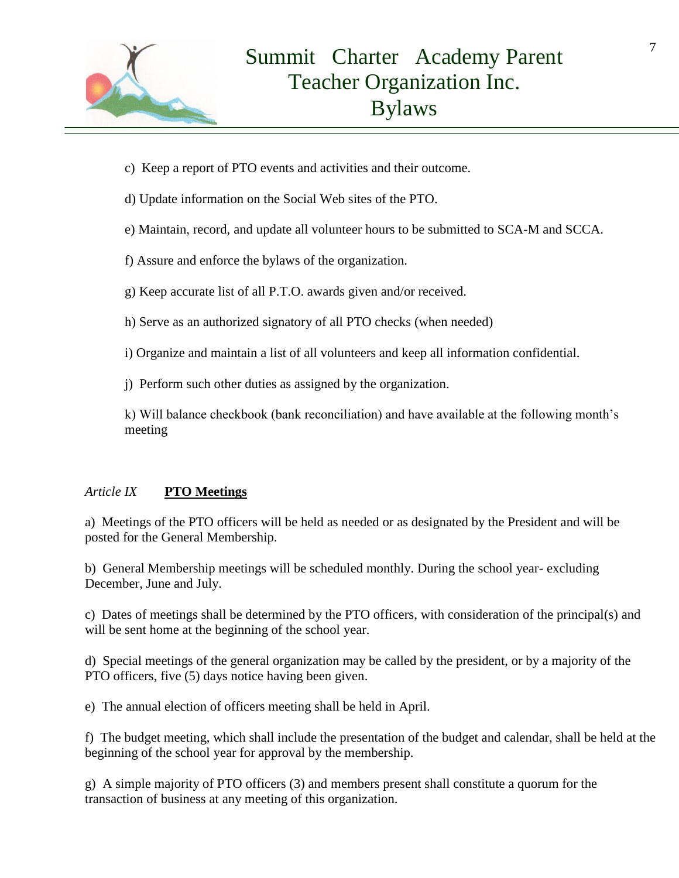c) Keep a report of PTO events and activities and their outcome.

d) Update information on the Social Web sites of the PTO.

e) Maintain, record, and update all volunteer hours to be submitted to SCA-M and SCCA.

f) Assure and enforce the bylaws of the organization.

g) Keep accurate list of all P.T.O. awards given and/or received.

h) Serve as an authorized signatory of all PTO checks (when needed)

i) Organize and maintain a list of all volunteers and keep all information confidential.

j) Perform such other duties as assigned by the organization.

k) Will balance checkbook (bank reconciliation) and have available at the following month's meeting

*Article IX* **PTO Meetings**

a) Meetings of the PTO officers will be held as needed or as designated by the President and will be posted for the General Membership.

b) General Membership meetings will be scheduled monthly. During the school year- excluding December, June and July.

c) Dates of meetings shall be determined by the PTO officers, with consideration of the principal(s) and will be sent home at the beginning of the school year.

d) Special meetings of the general organization may be called by the president, or by a majority of the PTO officers, five (5) days notice having been given.

e) The annual election of officers meeting shall be held in April.

f) The budget meeting, which shall include the presentation of the budget and calendar, shall be held at the beginning of the school year for approval by the membership.

g) A simple majority of PTO officers (3) and members present shall constitute a quorum for the transaction of business at any meeting of this organization.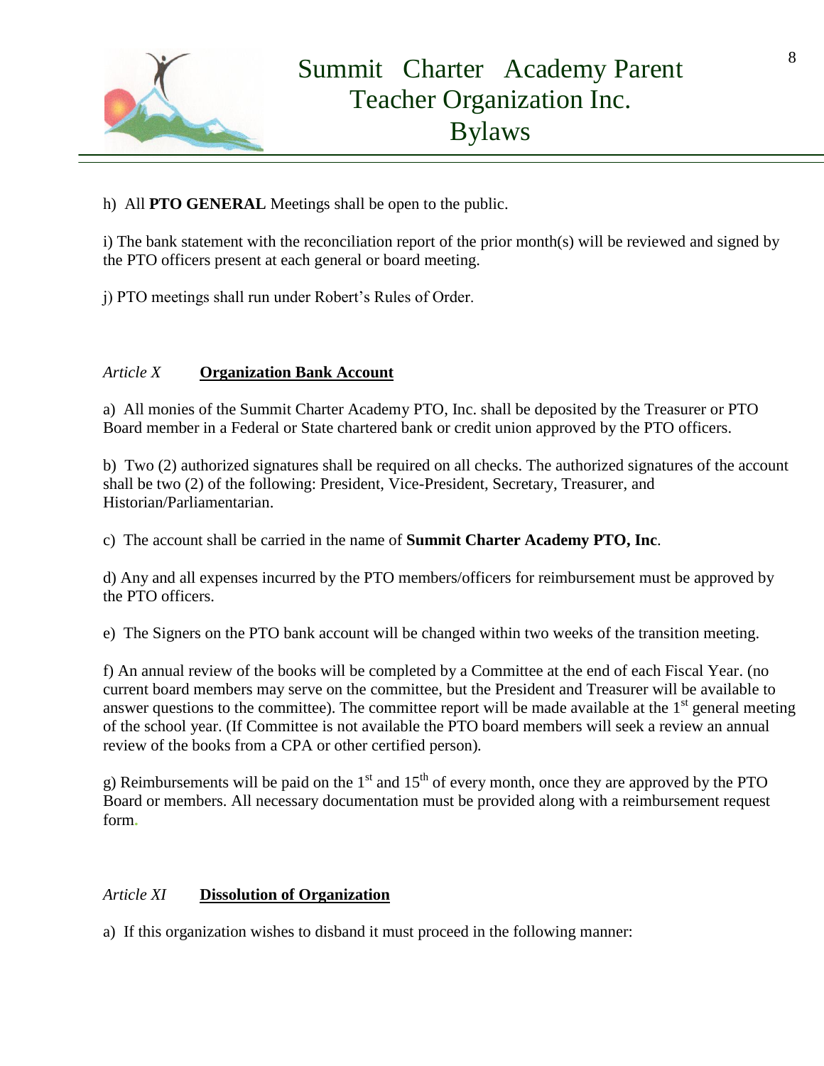h) All **PTO GENERAL** Meetings shall be open to the public.

i) The bank statement with the reconciliation report of the prior month(s) will be reviewed and signed by the PTO officers present at each general or board meeting.

j) PTO meetings shall run under Robert's Rules of Order.

## *Article X* **Organization Bank Account**

a) All monies of the Summit Charter Academy PTO, Inc. shall be deposited by the Treasurer or PTO Board member in a Federal or State chartered bank or credit union approved by the PTO officers.

b) Two (2) authorized signatures shall be required on all checks. The authorized signatures of the account shall be two (2) of the following: President, Vice-President, Secretary, Treasurer, and Historian/Parliamentarian.

c) The account shall be carried in the name of **Summit Charter Academy PTO, Inc**.

d) Any and all expenses incurred by the PTO members/officers for reimbursement must be approved by the PTO officers.

e) The Signers on the PTO bank account will be changed within two weeks of the transition meeting.

f) An annual review of the books will be completed by a Committee at the end of each Fiscal Year. (no current board members may serve on the committee, but the President and Treasurer will be available to answer questions to the committee). The committee report will be made available at the 1st general meeting of the school year. (If Committee is not available the PTO board members will seek a review an annual review of the books from a CPA or other certified person).

g) Reimbursements will be paid on the 1st and 15th of every month, once they are approved by the PTO Board or members. All necessary documentation must be provided along with a reimbursement request form.

## *Article XI* **Dissolution of Organization**

a) If this organization wishes to disband it must proceed in the following manner: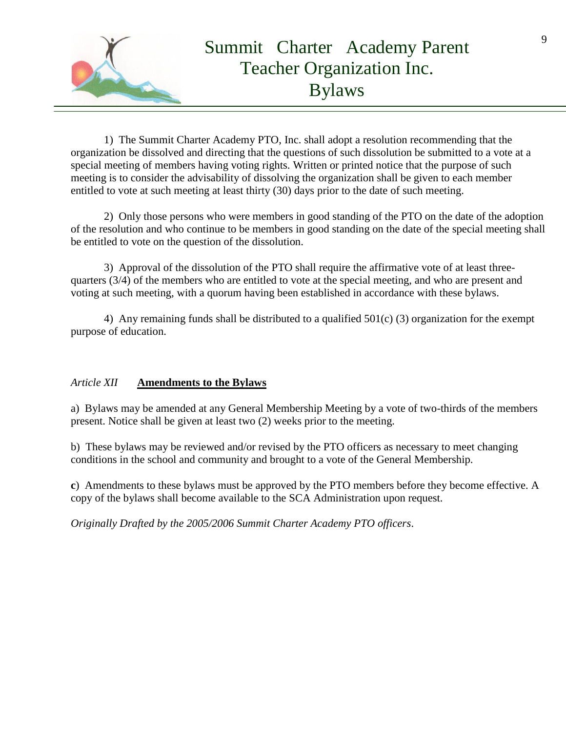1) The Summit Charter Academy PTO, Inc. shall adopt a resolution recommending that the organization be dissolved and directing that the questions of such dissolution be submitted to a vote at a special meeting of members having voting rights. Written or printed notice that the purpose of such meeting is to consider the advisability of dissolving the organization shall be given to each member entitled to vote at such meeting at least thirty (30) days prior to the date of such meeting.

2) Only those persons who were members in good standing of the PTO on the date of the adoption of the resolution and who continue to be members in good standing on the date of the special meeting shall be entitled to vote on the question of the dissolution.

3) Approval of the dissolution of the PTO shall require the affirmative vote of at least three-quarters (3/4) of the members who are entitled to vote at the special meeting, and who are present and voting at such meeting, with a quorum having been established in accordance with these bylaws.

4) Any remaining funds shall be distributed to a qualified 501(c) (3) organization for the exempt purpose of education.

*Article XII* **Amendments to the Bylaws**

a) Bylaws may be amended at any General Membership Meeting by a vote of two-thirds of the members present. Notice shall be given at least two (2) weeks prior to the meeting.

b) These bylaws may be reviewed and/or revised by the PTO officers as necessary to meet changing conditions in the school and community and brought to a vote of the General Membership.

**c**) Amendments to these bylaws must be approved by the PTO members before they become effective. A copy of the bylaws shall become available to the SCA Administration upon request.

*Originally Drafted by the 2005/2006 Summit Charter Academy PTO officers*.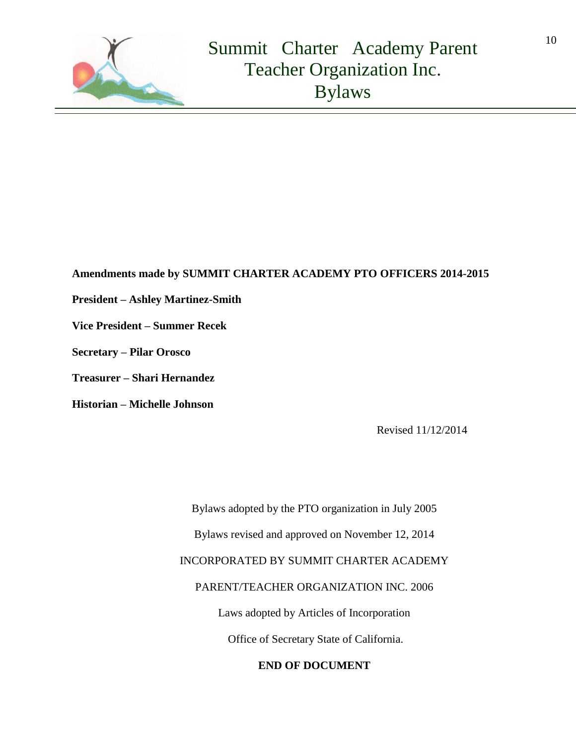**Amendments made by SUMMIT CHARTER ACADEMY PTO OFFICERS 2014-2015**

**President – Ashley Martinez-Smith**

**Vice President – Summer Recek**

**Secretary – Pilar Orosco**

**Treasurer – Shari Hernandez**

**Historian – Michelle Johnson**

Revised 11/12/2014

Bylaws adopted by the PTO organization in July 2005

Bylaws revised and approved on November 12, 2014

INCORPORATED BY SUMMIT CHARTER ACADEMY

PARENT/TEACHER ORGANIZATION INC. 2006

Laws adopted by Articles of Incorporation

Office of Secretary State of California.

**END OF DOCUMENT**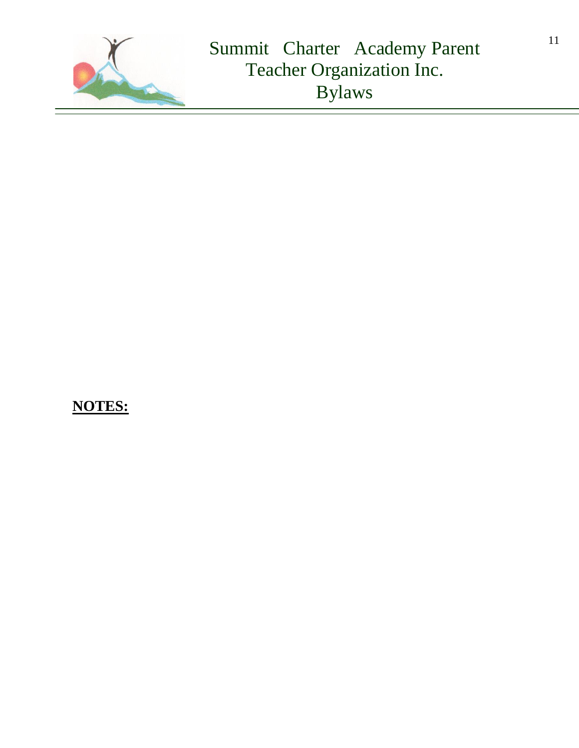**NOTES:**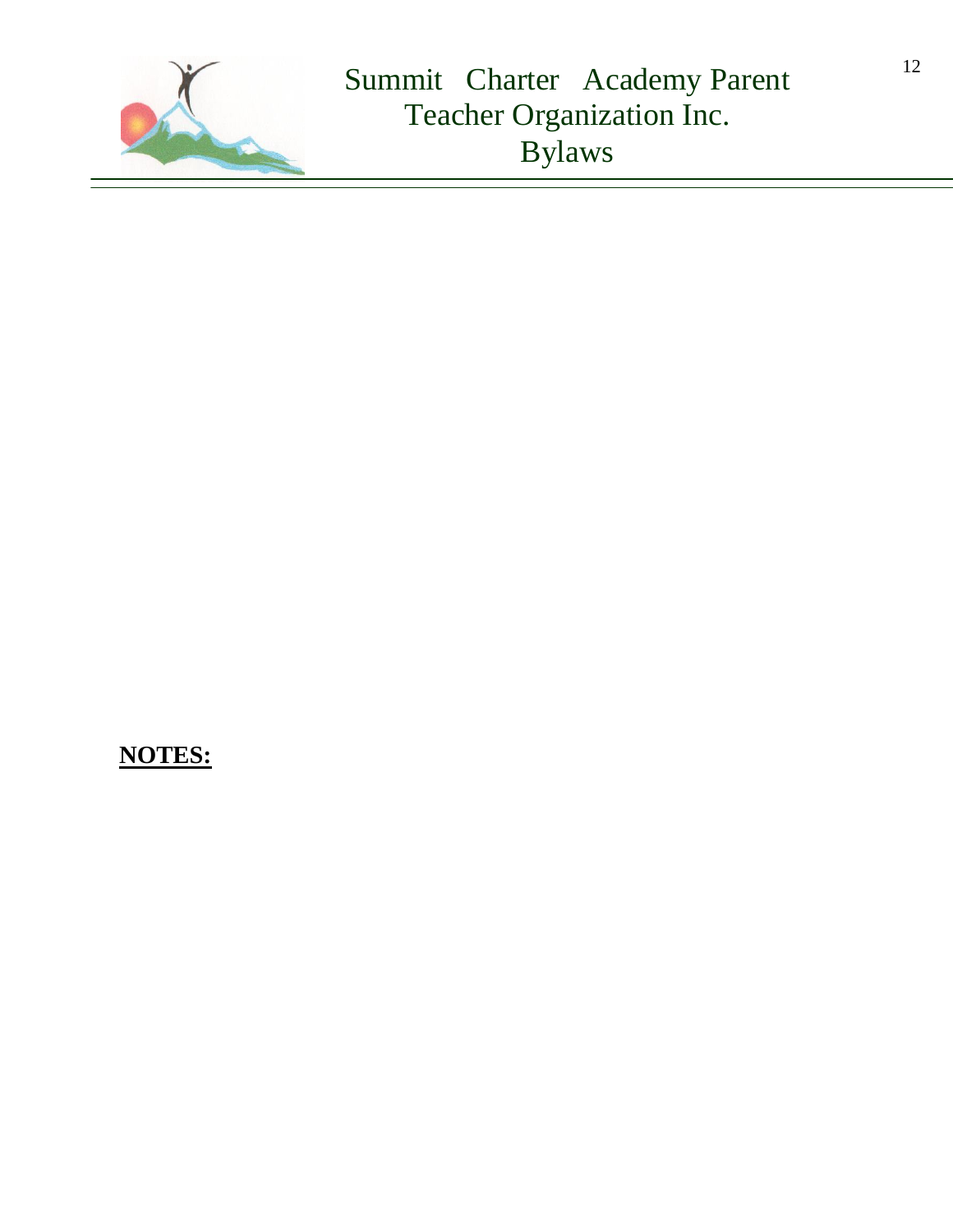**NOTES:**